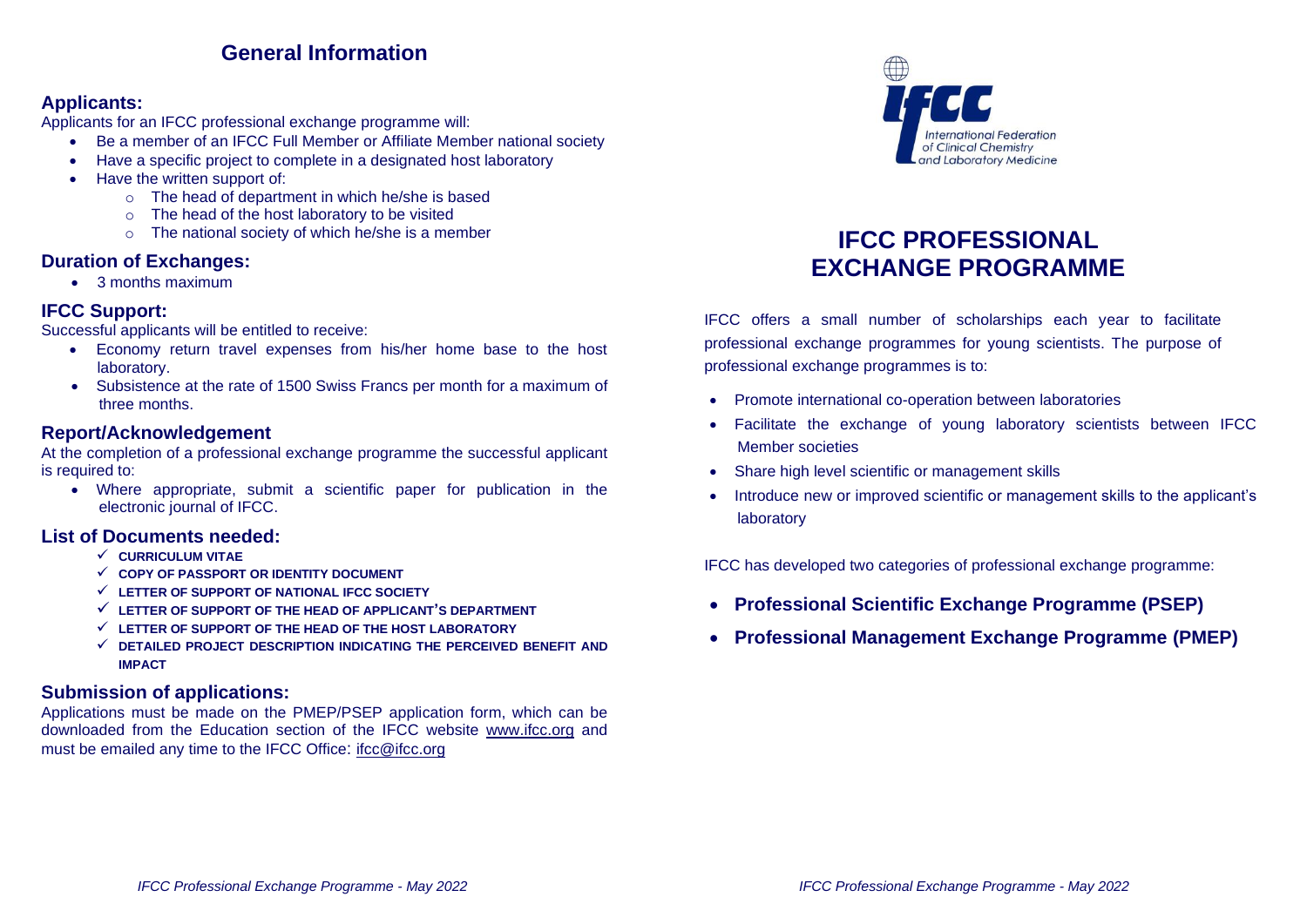## General Information

### Applicants:

Applicants for an IFCC professional exchange programme will:

- Be a member of an IFCC Full Member or Affiliate Member national society
- Have a specific project to complete in a designated host laboratory
- Have the written support of:
  - The head of department in which he/she is based
  - The head of the host laboratory to be visited
  - The national society of which he/she is a member

### Duration of Exchanges:

- 3 months maximum

### IFCC Support:

Successful applicants will be entitled to receive:

- Economy return travel expenses from his/her home base to the host laboratory.
- Subsistence at the rate of 1500 Swiss Francs per month for a maximum of three months.

### Report/Acknowledgement

At the completion of a professional exchange programme the successful applicant is required to:

- Where appropriate, submit a scientific paper for publication in the electronic journal of IFCC.

### List of Documents needed:

- ✓ **CURRICULUM VITAE**
- ✓ **COPY OF PASSPORT OR IDENTITY DOCUMENT**
- ✓ **LETTER OF SUPPORT OF NATIONAL IFCC SOCIETY**
- ✓ **LETTER OF SUPPORT OF THE HEAD OF APPLICANT'S DEPARTMENT**
- ✓ **LETTER OF SUPPORT OF THE HEAD OF THE HOST LABORATORY**
- ✓ **DETAILED PROJECT DESCRIPTION INDICATING THE PERCEIVED BENEFIT AND IMPACT**

### Submission of applications:

Applications must be made on the PMEP/PSEP application form, which can be downloaded from the Education section of the IFCC website www.ifcc.org and must be emailed any time to the IFCC Office: ifcc@ifcc.org

IFCC International Federation of Clinical Chemistry and Laboratory Medicine

# IFCC PROFESSIONAL EXCHANGE PROGRAMME

IFCC offers a small number of scholarships each year to facilitate professional exchange programmes for young scientists. The purpose of professional exchange programmes is to:

- Promote international co-operation between laboratories
- Facilitate the exchange of young laboratory scientists between IFCC Member societies
- Share high level scientific or management skills
- Introduce new or improved scientific or management skills to the applicant's laboratory

IFCC has developed two categories of professional exchange programme:

- **Professional Scientific Exchange Programme (PSEP)**
- **Professional Management Exchange Programme (PMEP)**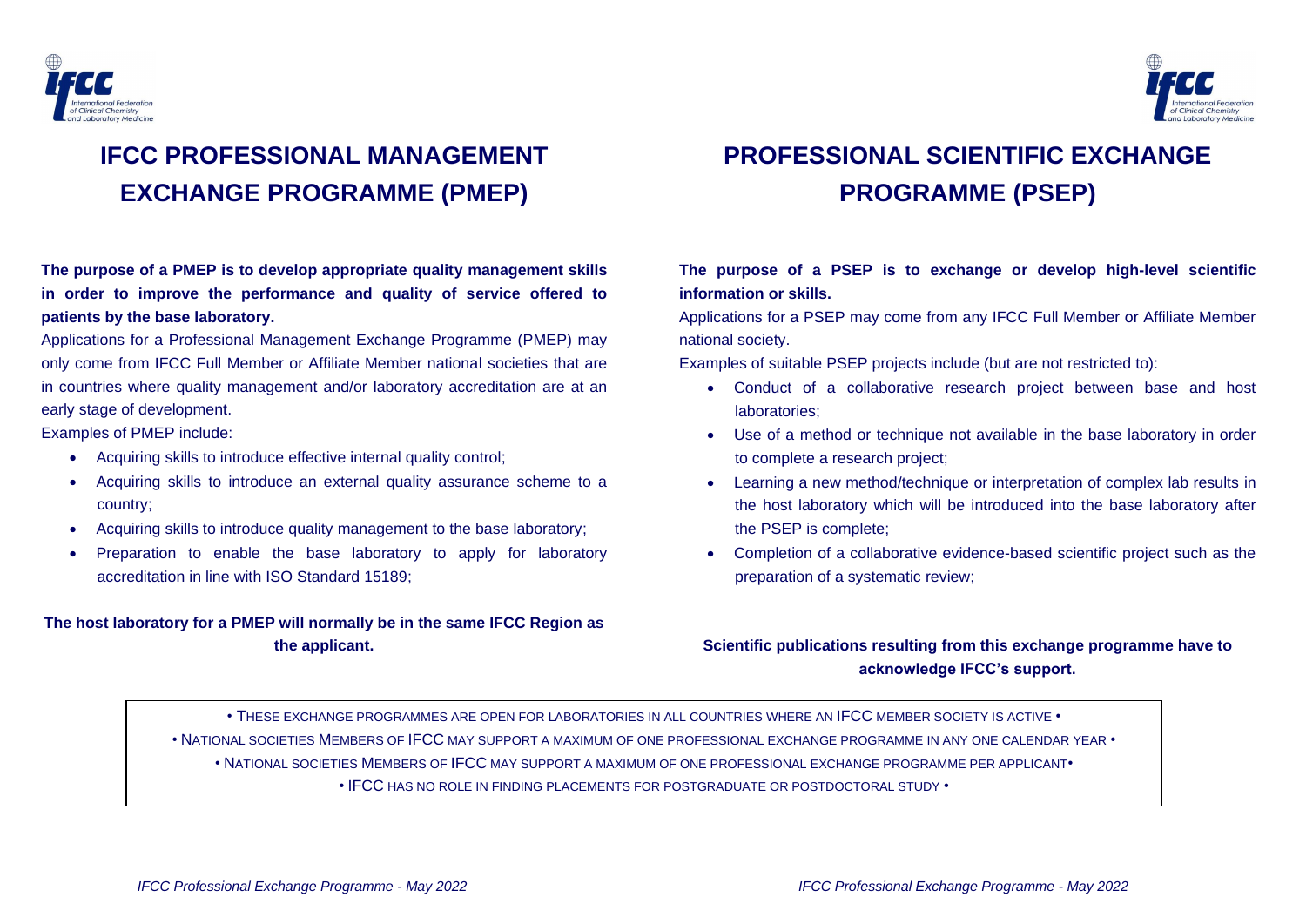# IFCC PROFESSIONAL MANAGEMENT EXCHANGE PROGRAMME (PMEP)

**The purpose of a PMEP is to develop appropriate quality management skills in order to improve the performance and quality of service offered to patients by the base laboratory.**

Applications for a Professional Management Exchange Programme (PMEP) may only come from IFCC Full Member or Affiliate Member national societies that are in countries where quality management and/or laboratory accreditation are at an early stage of development.

Examples of PMEP include:

- Acquiring skills to introduce effective internal quality control;
- Acquiring skills to introduce an external quality assurance scheme to a country;
- Acquiring skills to introduce quality management to the base laboratory;
- Preparation to enable the base laboratory to apply for laboratory accreditation in line with ISO Standard 15189;

**The host laboratory for a PMEP will normally be in the same IFCC Region as the applicant.**

# PROFESSIONAL SCIENTIFIC EXCHANGE PROGRAMME (PSEP)

**The purpose of a PSEP is to exchange or develop high-level scientific information or skills.**

Applications for a PSEP may come from any IFCC Full Member or Affiliate Member national society.

Examples of suitable PSEP projects include (but are not restricted to):

- Conduct of a collaborative research project between base and host laboratories;
- Use of a method or technique not available in the base laboratory in order to complete a research project;
- Learning a new method/technique or interpretation of complex lab results in the host laboratory which will be introduced into the base laboratory after the PSEP is complete;
- Completion of a collaborative evidence-based scientific project such as the preparation of a systematic review;

**Scientific publications resulting from this exchange programme have to acknowledge IFCC's support.**

• THESE EXCHANGE PROGRAMMES ARE OPEN FOR LABORATORIES IN ALL COUNTRIES WHERE AN IFCC MEMBER SOCIETY IS ACTIVE •

• NATIONAL SOCIETIES MEMBERS OF IFCC MAY SUPPORT A MAXIMUM OF ONE PROFESSIONAL EXCHANGE PROGRAMME IN ANY ONE CALENDAR YEAR •

• NATIONAL SOCIETIES MEMBERS OF IFCC MAY SUPPORT A MAXIMUM OF ONE PROFESSIONAL EXCHANGE PROGRAMME PER APPLICANT•

• IFCC HAS NO ROLE IN FINDING PLACEMENTS FOR POSTGRADUATE OR POSTDOCTORAL STUDY •